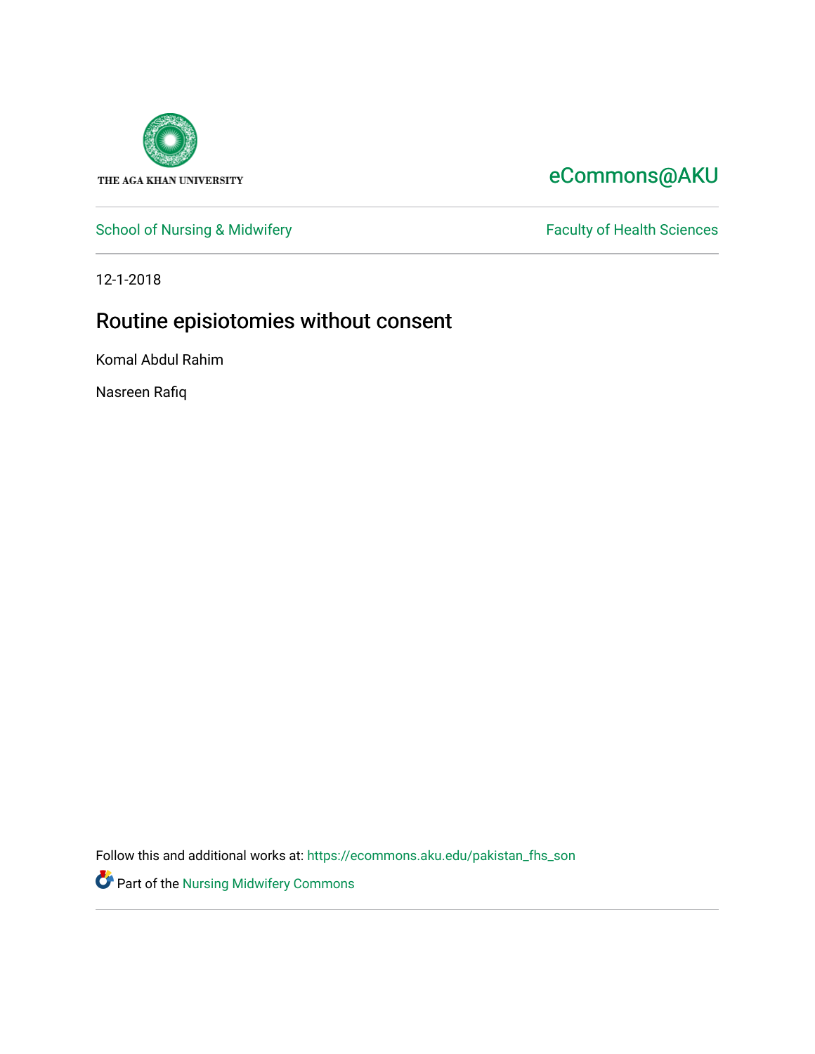THE AGA KHAN UNIVERSITY

eCommons@AKU

School of Nursing & Midwifery

Faculty of Health Sciences

12-1-2018

# Routine episiotomies without consent

Komal Abdul Rahim

Nasreen Rafiq

Follow this and additional works at: https://ecommons.aku.edu/pakistan_fhs_son

Part of the Nursing Midwifery Commons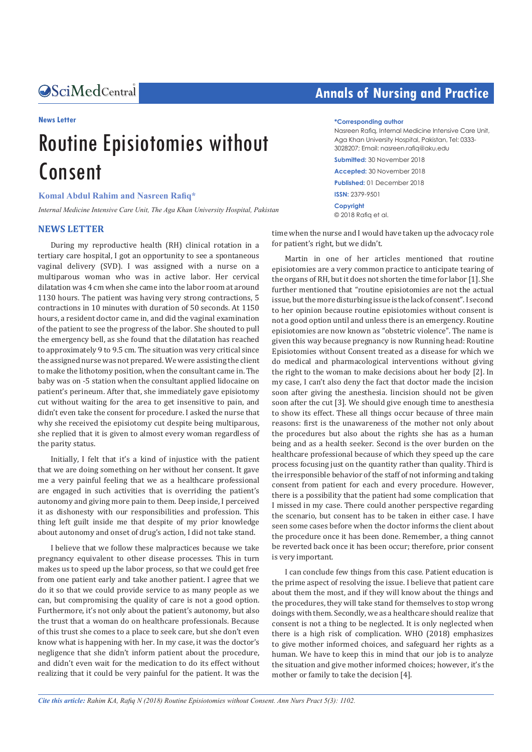News Letter

# Routine Episiotomies without Consent

**Komal Abdul Rahim and Nasreen Rafiq***

*Internal Medicine Intensive Care Unit, The Aga Khan University Hospital, Pakistan*

**\*Corresponding author**

Nasreen Rafiq, Internal Medicine Intensive Care Unit, Aga Khan University Hospital, Pakistan, Tel: 0333-3028207; Email: nasreen.rafiq@aku.edu

**Submitted:** 30 November 2018

**Accepted:** 30 November 2018

**Published:** 01 December 2018

**ISSN:** 2379-9501

**Copyright**

© 2018 Rafiq et al.

## NEWS LETTER

During my reproductive health (RH) clinical rotation in a tertiary care hospital, I got an opportunity to see a spontaneous vaginal delivery (SVD). I was assigned with a nurse on a multiparous woman who was in active labor. Her cervical dilatation was 4 cm when she came into the labor room at around 1130 hours. The patient was having very strong contractions, 5 contractions in 10 minutes with duration of 50 seconds. At 1150 hours, a resident doctor came in, and did the vaginal examination of the patient to see the progress of the labor. She shouted to pull the emergency bell, as she found that the dilatation has reached to approximately 9 to 9.5 cm. The situation was very critical since the assigned nurse was not prepared. We were assisting the client to make the lithotomy position, when the consultant came in. The baby was on -5 station when the consultant applied lidocaine on patient's perineum. After that, she immediately gave episiotomy cut without waiting for the area to get insensitive to pain, and didn't even take the consent for procedure. I asked the nurse that why she received the episiotomy cut despite being multiparous, she replied that it is given to almost every woman regardless of the parity status.

Initially, I felt that it's a kind of injustice with the patient that we are doing something on her without her consent. It gave me a very painful feeling that we as a healthcare professional are engaged in such activities that is overriding the patient's autonomy and giving more pain to them. Deep inside, I perceived it as dishonesty with our responsibilities and profession. This thing left guilt inside me that despite of my prior knowledge about autonomy and onset of drug's action, I did not take stand.

I believe that we follow these malpractices because we take pregnancy equivalent to other disease processes. This in turn makes us to speed up the labor process, so that we could get free from one patient early and take another patient. I agree that we do it so that we could provide service to as many people as we can, but compromising the quality of care is not a good option. Furthermore, it's not only about the patient's autonomy, but also the trust that a woman do on healthcare professionals. Because of this trust she comes to a place to seek care, but she don't even know what is happening with her. In my case, it was the doctor's negligence that she didn't inform patient about the procedure, and didn't even wait for the medication to do its effect without realizing that it could be very painful for the patient. It was the time when the nurse and I would have taken up the advocacy role for patient's right, but we didn't.

Martin in one of her articles mentioned that routine episiotomies are a very common practice to anticipate tearing of the organs of RH, but it does not shorten the time for labor [1]. She further mentioned that "routine episiotomies are not the actual issue, but the more disturbing issue is the lack of consent". I second to her opinion because routine episiotomies without consent is not a good option until and unless there is an emergency. Routine episiotomies are now known as "obstetric violence". The name is given this way because pregnancy is now Running head: Routine Episiotomies without Consent treated as a disease for which we do medical and pharmacological interventions without giving the right to the woman to make decisions about her body [2]. In my case, I can't also deny the fact that doctor made the incision soon after giving the anesthesia. Iincision should not be given soon after the cut [3]. We should give enough time to anesthesia to show its effect. These all things occur because of three main reasons: first is the unawareness of the mother not only about the procedures but also about the rights she has as a human being and as a health seeker. Second is the over burden on the healthcare professional because of which they speed up the care process focusing just on the quantity rather than quality. Third is the irresponsible behavior of the staff of not informing and taking consent from patient for each and every procedure. However, there is a possibility that the patient had some complication that I missed in my case. There could another perspective regarding the scenario, but consent has to be taken in either case. I have seen some cases before when the doctor informs the client about the procedure once it has been done. Remember, a thing cannot be reverted back once it has been occur; therefore, prior consent is very important.

I can conclude few things from this case. Patient education is the prime aspect of resolving the issue. I believe that patient care about them the most, and if they will know about the things and the procedures, they will take stand for themselves to stop wrong doings with them. Secondly, we as a healthcare should realize that consent is not a thing to be neglected. It is only neglected when there is a high risk of complication. WHO (2018) emphasizes to give mother informed choices, and safeguard her rights as a human. We have to keep this in mind that our job is to analyze the situation and give mother informed choices; however, it's the mother or family to take the decision [4].

*Cite this article:* *Rahim KA, Rafiq N (2018) Routine Episiotomies without Consent. Ann Nurs Pract 5(3): 1102.*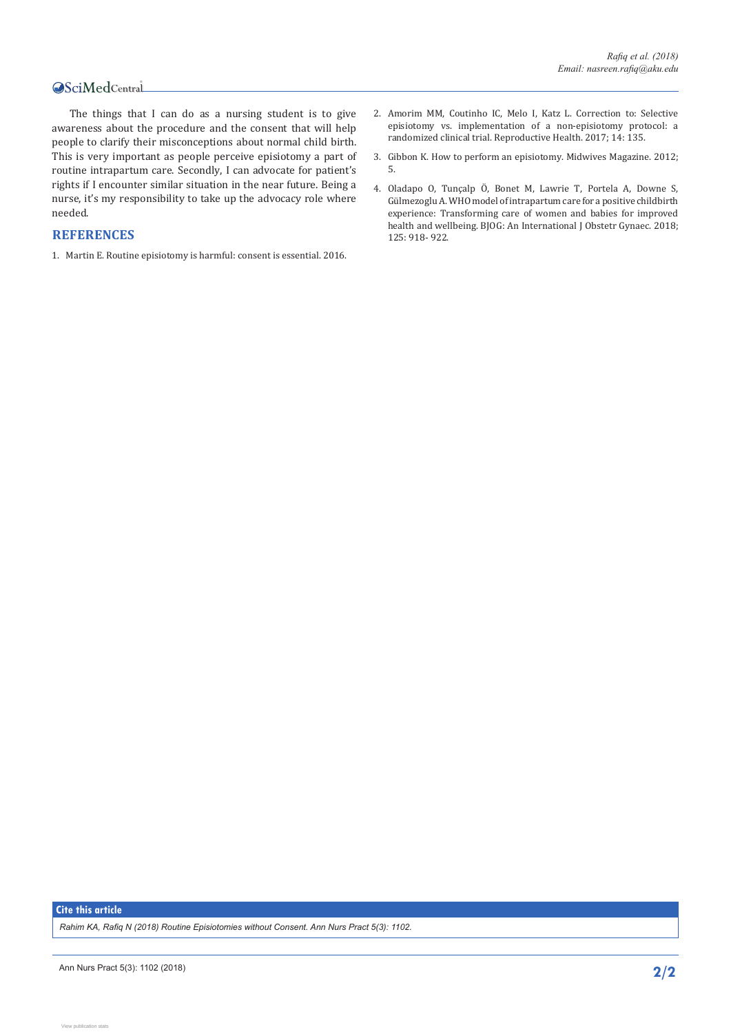The things that I can do as a nursing student is to give awareness about the procedure and the consent that will help people to clarify their misconceptions about normal child birth. This is very important as people perceive episiotomy a part of routine intrapartum care. Secondly, I can advocate for patient's rights if I encounter similar situation in the near future. Being a nurse, it's my responsibility to take up the advocacy role where needed.

## REFERENCES

1. Martin E. Routine episiotomy is harmful: consent is essential. 2016.
2. Amorim MM, Coutinho IC, Melo I, Katz L. Correction to: Selective episiotomy vs. implementation of a non-episiotomy protocol: a randomized clinical trial. Reproductive Health. 2017; 14: 135.
3. Gibbon K. How to perform an episiotomy. Midwives Magazine. 2012; 5.
4. Oladapo O, Tunçalp Ö, Bonet M, Lawrie T, Portela A, Downe S, Gülmezoglu A. WHO model of intrapartum care for a positive childbirth experience: Transforming care of women and babies for improved health and wellbeing. BJOG: An International J Obstetr Gynaec. 2018; 125: 918- 922.

**Cite this article**

*Rahim KA, Rafiq N (2018) Routine Episiotomies without Consent. Ann Nurs Pract 5(3): 1102.*